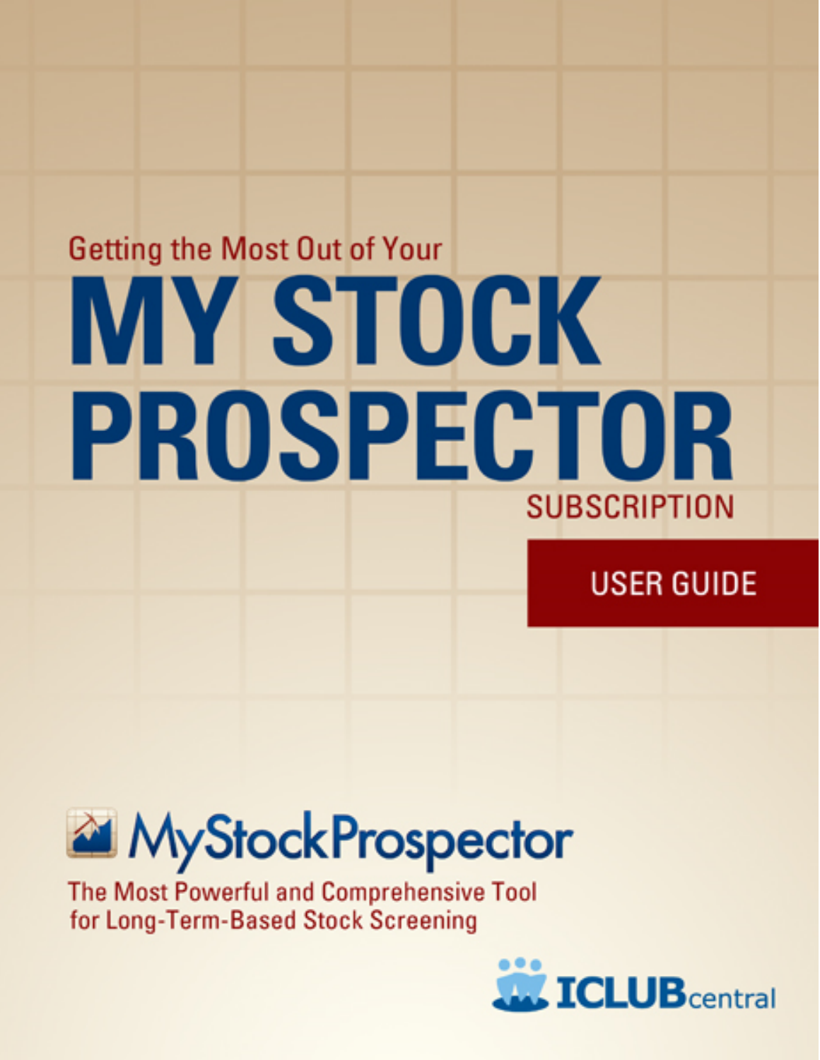Getting the Most Out of Your

# MY STOCK PROSPECTOR

SUBSCRIPTION

## USER GUIDE

MyStockProspector

The Most Powerful and Comprehensive Tool for Long-Term-Based Stock Screening

ICLUBcentral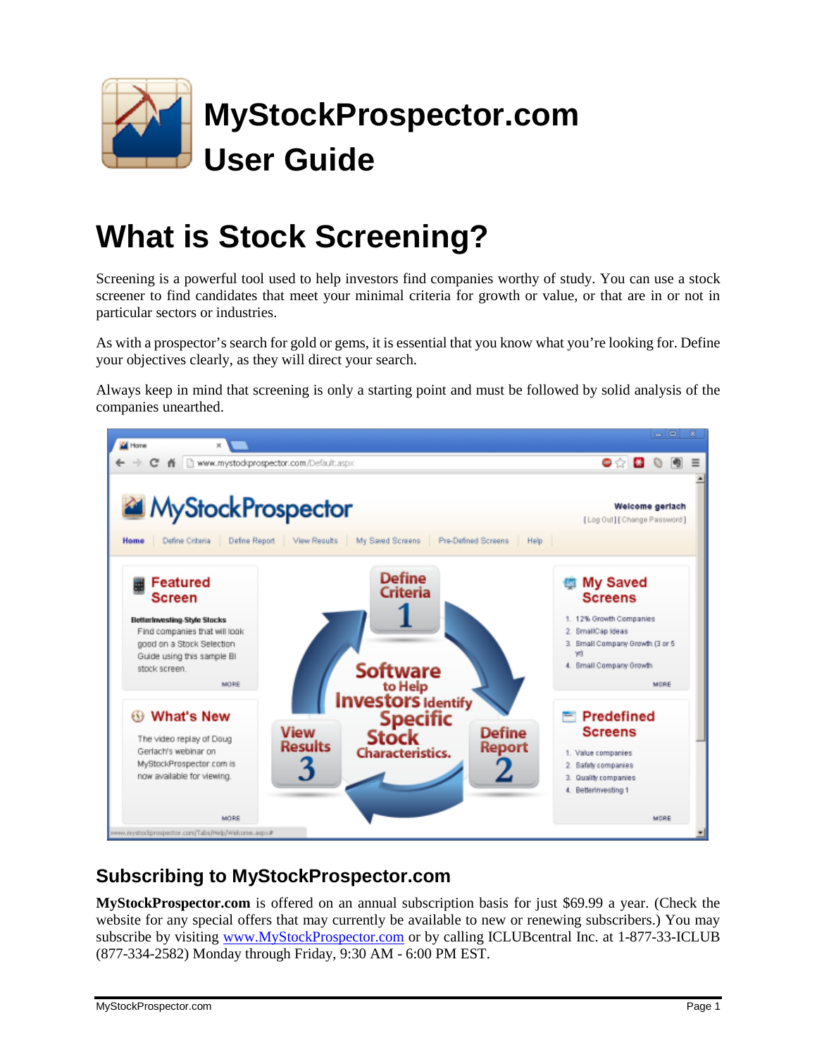# MyStockProspector.com User Guide

# What is Stock Screening?

Screening is a powerful tool used to help investors find companies worthy of study. You can use a stock screener to find candidates that meet your minimal criteria for growth or value, or that are in or not in particular sectors or industries.

As with a prospector's search for gold or gems, it is essential that you know what you're looking for. Define your objectives clearly, as they will direct your search.

Always keep in mind that screening is only a starting point and must be followed by solid analysis of the companies unearthed.

## Subscribing to MyStockProspector.com

**MyStockProspector.com** is offered on an annual subscription basis for just $69.99 a year. (Check the website for any special offers that may currently be available to new or renewing subscribers.) You may subscribe by visiting www.MyStockProspector.com or by calling ICLUBcentral Inc. at 1-877-33-ICLUB (877-334-2582) Monday through Friday, 9:30 AM - 6:00 PM EST.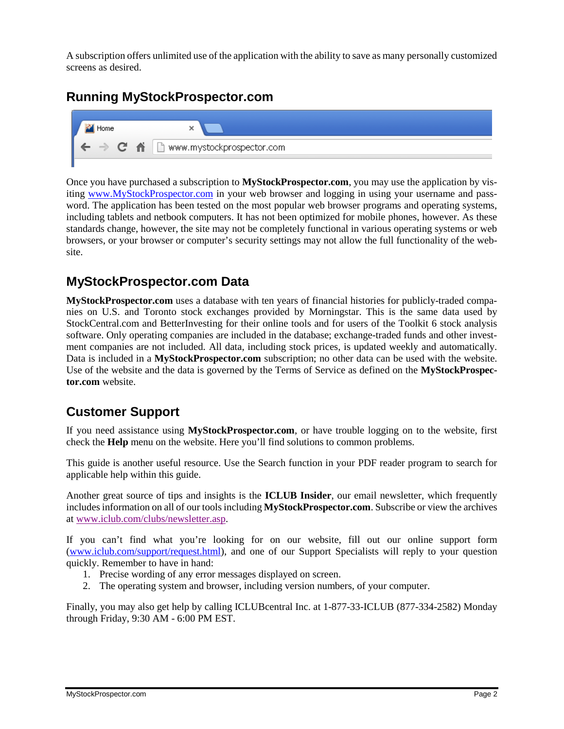A subscription offers unlimited use of the application with the ability to save as many personally customized screens as desired.

## Running MyStockProspector.com

Once you have purchased a subscription to **MyStockProspector.com**, you may use the application by visiting www.MyStockProspector.com in your web browser and logging in using your username and password. The application has been tested on the most popular web browser programs and operating systems, including tablets and netbook computers. It has not been optimized for mobile phones, however. As these standards change, however, the site may not be completely functional in various operating systems or web browsers, or your browser or computer's security settings may not allow the full functionality of the website.

## MyStockProspector.com Data

**MyStockProspector.com** uses a database with ten years of financial histories for publicly-traded companies on U.S. and Toronto stock exchanges provided by Morningstar. This is the same data used by StockCentral.com and BetterInvesting for their online tools and for users of the Toolkit 6 stock analysis software. Only operating companies are included in the database; exchange-traded funds and other investment companies are not included. All data, including stock prices, is updated weekly and automatically. Data is included in a **MyStockProspector.com** subscription; no other data can be used with the website. Use of the website and the data is governed by the Terms of Service as defined on the **MyStockProspector.com** website.

## Customer Support

If you need assistance using **MyStockProspector.com**, or have trouble logging on to the website, first check the **Help** menu on the website. Here you'll find solutions to common problems.

This guide is another useful resource. Use the Search function in your PDF reader program to search for applicable help within this guide.

Another great source of tips and insights is the **ICLUB Insider**, our email newsletter, which frequently includes information on all of our tools including **MyStockProspector.com**. Subscribe or view the archives at www.iclub.com/clubs/newsletter.asp.

If you can't find what you're looking for on our website, fill out our online support form (www.iclub.com/support/request.html), and one of our Support Specialists will reply to your question quickly. Remember to have in hand:

1. Precise wording of any error messages displayed on screen.
2. The operating system and browser, including version numbers, of your computer.

Finally, you may also get help by calling ICLUBcentral Inc. at 1-877-33-ICLUB (877-334-2582) Monday through Friday, 9:30 AM - 6:00 PM EST.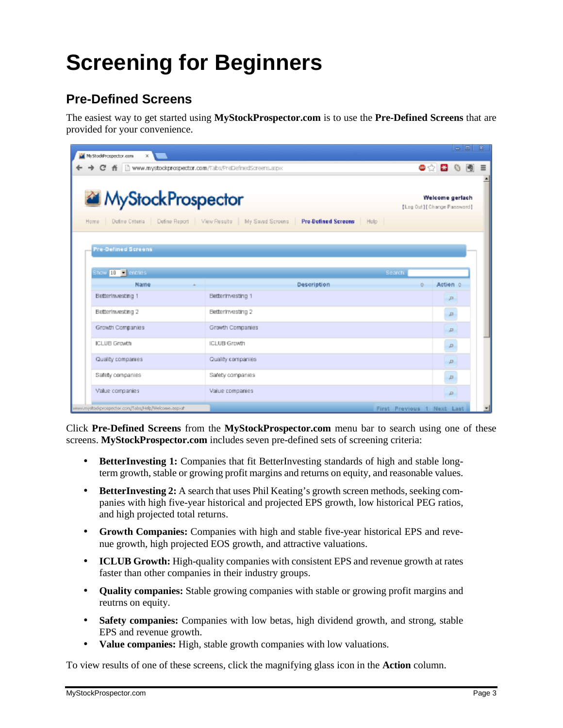# Screening for Beginners

## Pre-Defined Screens

The easiest way to get started using **MyStockProspector.com** is to use the **Pre-Defined Screens** that are provided for your convenience.

Click **Pre-Defined Screens** from the **MyStockProspector.com** menu bar to search using one of these screens. **MyStockProspector.com** includes seven pre-defined sets of screening criteria:

- **BetterInvesting 1:** Companies that fit BetterInvesting standards of high and stable long-term growth, stable or growing profit margins and returns on equity, and reasonable values.
- **BetterInvesting 2:** A search that uses Phil Keating's growth screen methods, seeking companies with high five-year historical and projected EPS growth, low historical PEG ratios, and high projected total returns.
- **Growth Companies:** Companies with high and stable five-year historical EPS and revenue growth, high projected EOS growth, and attractive valuations.
- **ICLUB Growth:** High-quality companies with consistent EPS and revenue growth at rates faster than other companies in their industry groups.
- **Quality companies:** Stable growing companies with stable or growing profit margins and reutrns on equity.
- **Safety companies:** Companies with low betas, high dividend growth, and strong, stable EPS and revenue growth.
- **Value companies:** High, stable growth companies with low valuations.

To view results of one of these screens, click the magnifying glass icon in the **Action** column.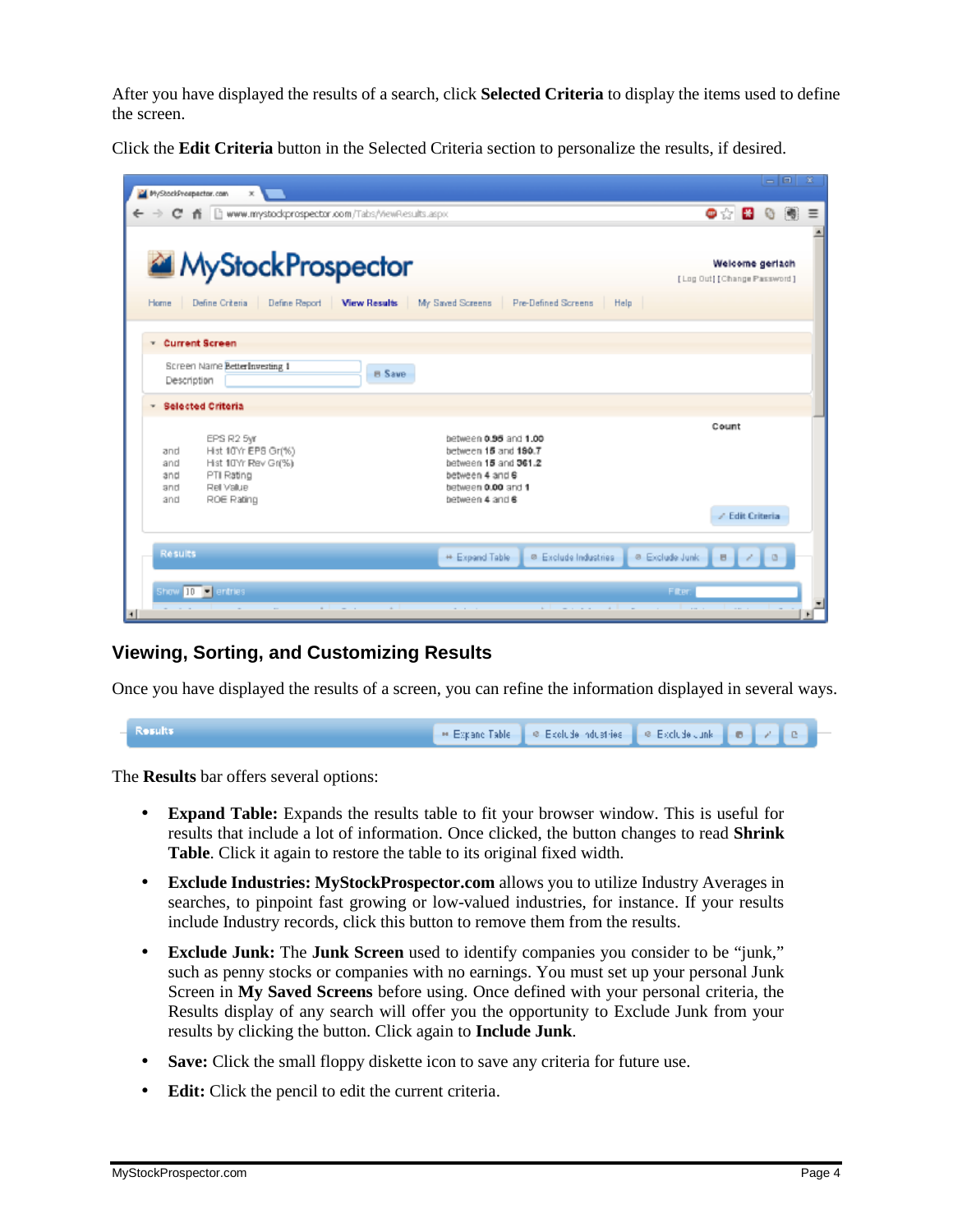After you have displayed the results of a search, click **Selected Criteria** to display the items used to define the screen.

Click the **Edit Criteria** button in the Selected Criteria section to personalize the results, if desired.

## Viewing, Sorting, and Customizing Results

Once you have displayed the results of a screen, you can refine the information displayed in several ways.

The **Results** bar offers several options:

- **Expand Table:** Expands the results table to fit your browser window. This is useful for results that include a lot of information. Once clicked, the button changes to read **Shrink Table**. Click it again to restore the table to its original fixed width.
- **Exclude Industries: MyStockProspector.com** allows you to utilize Industry Averages in searches, to pinpoint fast growing or low-valued industries, for instance. If your results include Industry records, click this button to remove them from the results.
- **Exclude Junk:** The **Junk Screen** used to identify companies you consider to be "junk," such as penny stocks or companies with no earnings. You must set up your personal Junk Screen in **My Saved Screens** before using. Once defined with your personal criteria, the Results display of any search will offer you the opportunity to Exclude Junk from your results by clicking the button. Click again to **Include Junk**.
- **Save:** Click the small floppy diskette icon to save any criteria for future use.
- **Edit:** Click the pencil to edit the current criteria.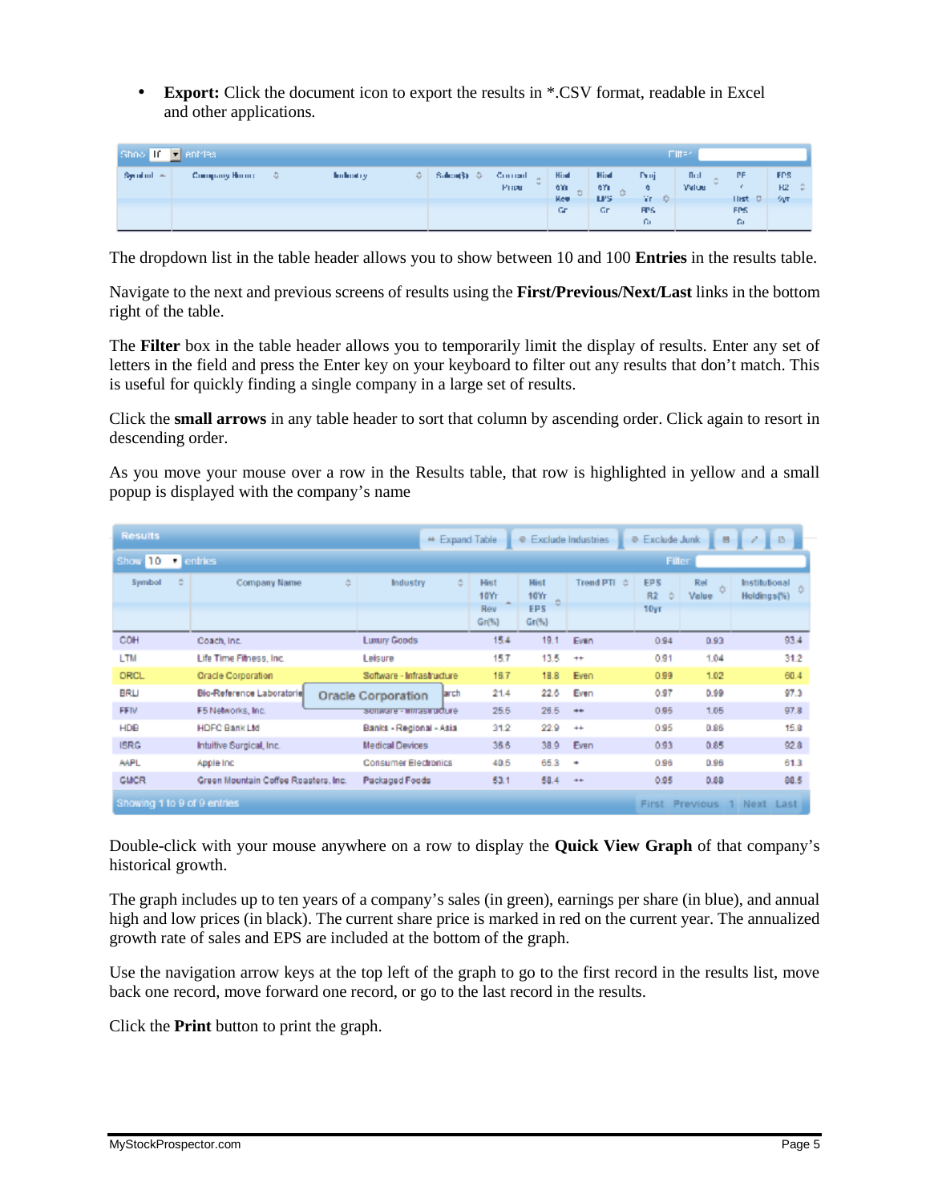- **Export:** Click the document icon to export the results in *.CSV format, readable in Excel and other applications.

| Symbol | Company Name | Industry | Sales($) | Current Price | Hist 6Yr Rev Gr | Hist 6Yr EPS Gr | Proj 6 Yr EPS Gr | Rel Value | PE / Hist EPS Gr | EPS R2 6yr |
|---|---|---|---|---|---|---|---|---|---|---|
| | | | | | | | | | | |

The dropdown list in the table header allows you to show between 10 and 100 **Entries** in the results table.

Navigate to the next and previous screens of results using the **First/Previous/Next/Last** links in the bottom right of the table.

The **Filter** box in the table header allows you to temporarily limit the display of results. Enter any set of letters in the field and press the Enter key on your keyboard to filter out any results that don't match. This is useful for quickly finding a single company in a large set of results.

Click the **small arrows** in any table header to sort that column by ascending order. Click again to resort in descending order.

As you move your mouse over a row in the Results table, that row is highlighted in yellow and a small popup is displayed with the company's name

Results — Expand Table | Exclude Industries | Exclude Junk

Show 10 entries

| Symbol | Company Name | Industry | Hist 10Yr Rev Gr(%) | Hist 10Yr EPS Gr(%) | Trend PTI | EPS R2 10yr | Rel Value | Institutional Holdings(%) |
|---|---|---|---|---|---|---|---|---|
| COH | Coach, Inc. | Luxury Goods | 15.4 | 19.1 | Even | 0.94 | 0.93 | 93.4 |
| LTM | Life Time Fitness, Inc. | Leisure | 15.7 | 13.5 | ++ | 0.91 | 1.04 | 31.2 |
| ORCL | Oracle Corporation | Software - Infrastructure | 16.7 | 18.8 | Even | 0.99 | 1.02 | 60.4 |
| BRLI | Bio-Reference Laboratories | Research | 21.4 | 22.6 | Even | 0.97 | 0.99 | 97.3 |
| FFIV | F5 Networks, Inc. | Software - Infrastructure | 25.5 | 26.5 | ++ | 0.95 | 1.05 | 97.8 |
| HDB | HDFC Bank Ltd | Banks - Regional - Asia | 31.2 | 22.9 | ++ | 0.95 | 0.86 | 15.8 |
| ISRG | Intuitive Surgical, Inc. | Medical Devices | 36.6 | 38.9 | Even | 0.93 | 0.85 | 92.8 |
| AAPL | Apple Inc | Consumer Electronics | 40.5 | 65.3 | + | 0.96 | 0.96 | 61.3 |
| GMCR | Green Mountain Coffee Roasters, Inc. | Packaged Foods | 53.1 | 58.4 | ++ | 0.95 | 0.88 | 88.5 |

Showing 1 to 9 of 9 entries — First Previous 1 Next Last

Double-click with your mouse anywhere on a row to display the **Quick View Graph** of that company's historical growth.

The graph includes up to ten years of a company's sales (in green), earnings per share (in blue), and annual high and low prices (in black). The current share price is marked in red on the current year. The annualized growth rate of sales and EPS are included at the bottom of the graph.

Use the navigation arrow keys at the top left of the graph to go to the first record in the results list, move back one record, move forward one record, or go to the last record in the results.

Click the **Print** button to print the graph.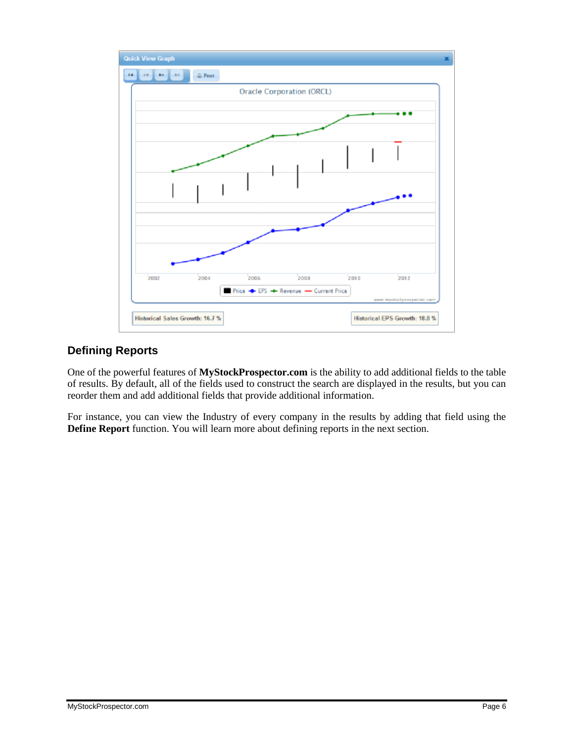## Defining Reports

One of the powerful features of **MyStockProspector.com** is the ability to add additional fields to the table of results. By default, all of the fields used to construct the search are displayed in the results, but you can reorder them and add additional fields that provide additional information.

For instance, you can view the Industry of every company in the results by adding that field using the **Define Report** function. You will learn more about defining reports in the next section.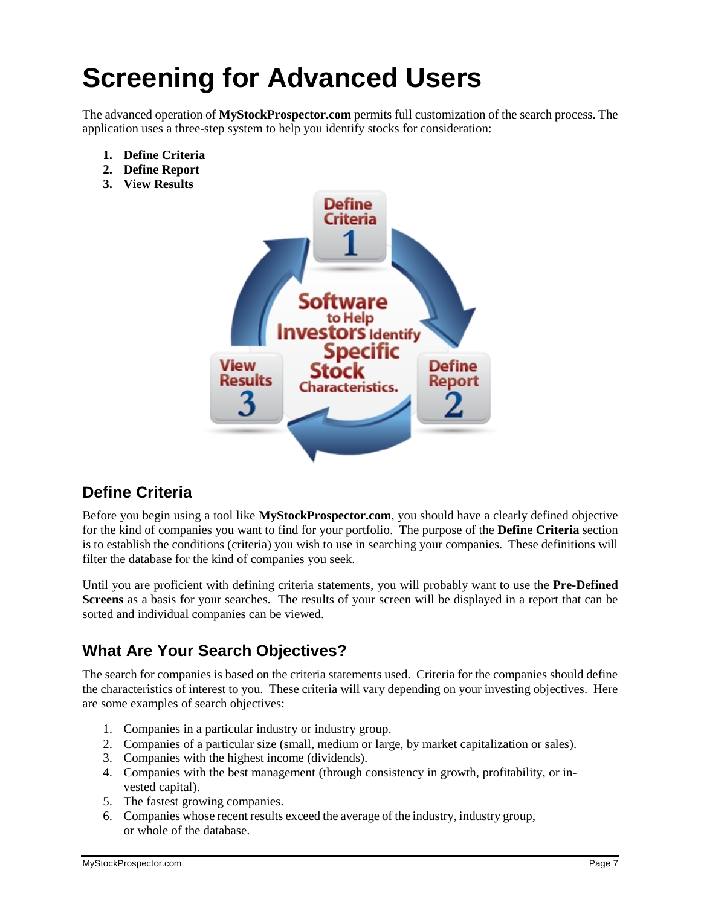# Screening for Advanced Users

The advanced operation of **MyStockProspector.com** permits full customization of the search process. The application uses a three-step system to help you identify stocks for consideration:

1. **Define Criteria**
2. **Define Report**
3. **View Results**

## Define Criteria

Before you begin using a tool like **MyStockProspector.com**, you should have a clearly defined objective for the kind of companies you want to find for your portfolio. The purpose of the **Define Criteria** section is to establish the conditions (criteria) you wish to use in searching your companies. These definitions will filter the database for the kind of companies you seek.

Until you are proficient with defining criteria statements, you will probably want to use the **Pre-Defined Screens** as a basis for your searches. The results of your screen will be displayed in a report that can be sorted and individual companies can be viewed.

## What Are Your Search Objectives?

The search for companies is based on the criteria statements used. Criteria for the companies should define the characteristics of interest to you. These criteria will vary depending on your investing objectives. Here are some examples of search objectives:

1. Companies in a particular industry or industry group.
2. Companies of a particular size (small, medium or large, by market capitalization or sales).
3. Companies with the highest income (dividends).
4. Companies with the best management (through consistency in growth, profitability, or invested capital).
5. The fastest growing companies.
6. Companies whose recent results exceed the average of the industry, industry group, or whole of the database.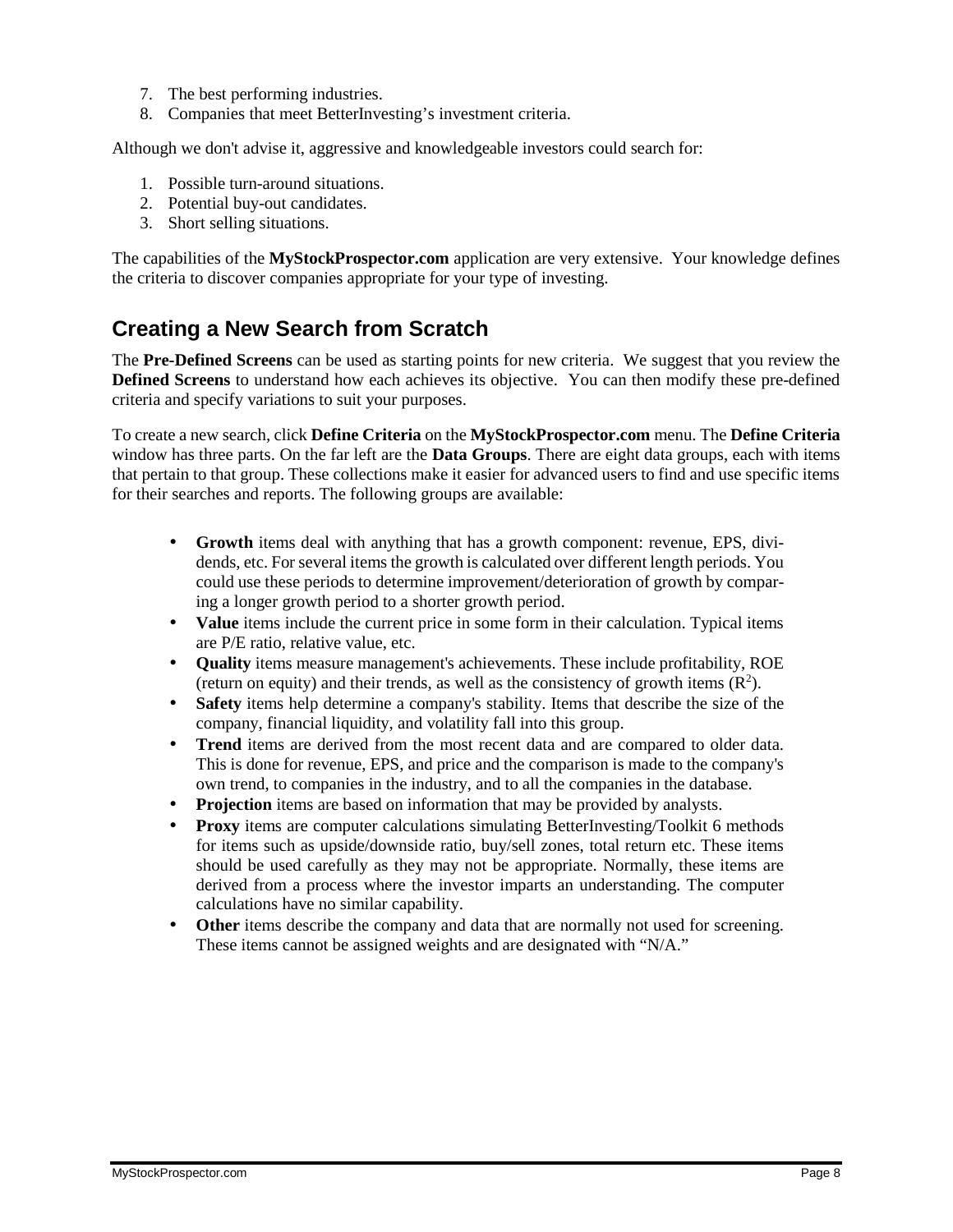7. The best performing industries.
8. Companies that meet BetterInvesting's investment criteria.

Although we don't advise it, aggressive and knowledgeable investors could search for:

1. Possible turn-around situations.
2. Potential buy-out candidates.
3. Short selling situations.

The capabilities of the **MyStockProspector.com** application are very extensive. Your knowledge defines the criteria to discover companies appropriate for your type of investing.

## Creating a New Search from Scratch

The **Pre-Defined Screens** can be used as starting points for new criteria. We suggest that you review the **Defined Screens** to understand how each achieves its objective. You can then modify these pre-defined criteria and specify variations to suit your purposes.

To create a new search, click **Define Criteria** on the **MyStockProspector.com** menu. The **Define Criteria** window has three parts. On the far left are the **Data Groups**. There are eight data groups, each with items that pertain to that group. These collections make it easier for advanced users to find and use specific items for their searches and reports. The following groups are available:

- **Growth** items deal with anything that has a growth component: revenue, EPS, dividends, etc. For several items the growth is calculated over different length periods. You could use these periods to determine improvement/deterioration of growth by comparing a longer growth period to a shorter growth period.
- **Value** items include the current price in some form in their calculation. Typical items are P/E ratio, relative value, etc.
- **Quality** items measure management's achievements. These include profitability, ROE (return on equity) and their trends, as well as the consistency of growth items ($R^2$).
- **Safety** items help determine a company's stability. Items that describe the size of the company, financial liquidity, and volatility fall into this group.
- **Trend** items are derived from the most recent data and are compared to older data. This is done for revenue, EPS, and price and the comparison is made to the company's own trend, to companies in the industry, and to all the companies in the database.
- **Projection** items are based on information that may be provided by analysts.
- **Proxy** items are computer calculations simulating BetterInvesting/Toolkit 6 methods for items such as upside/downside ratio, buy/sell zones, total return etc. These items should be used carefully as they may not be appropriate. Normally, these items are derived from a process where the investor imparts an understanding. The computer calculations have no similar capability.
- **Other** items describe the company and data that are normally not used for screening. These items cannot be assigned weights and are designated with "N/A."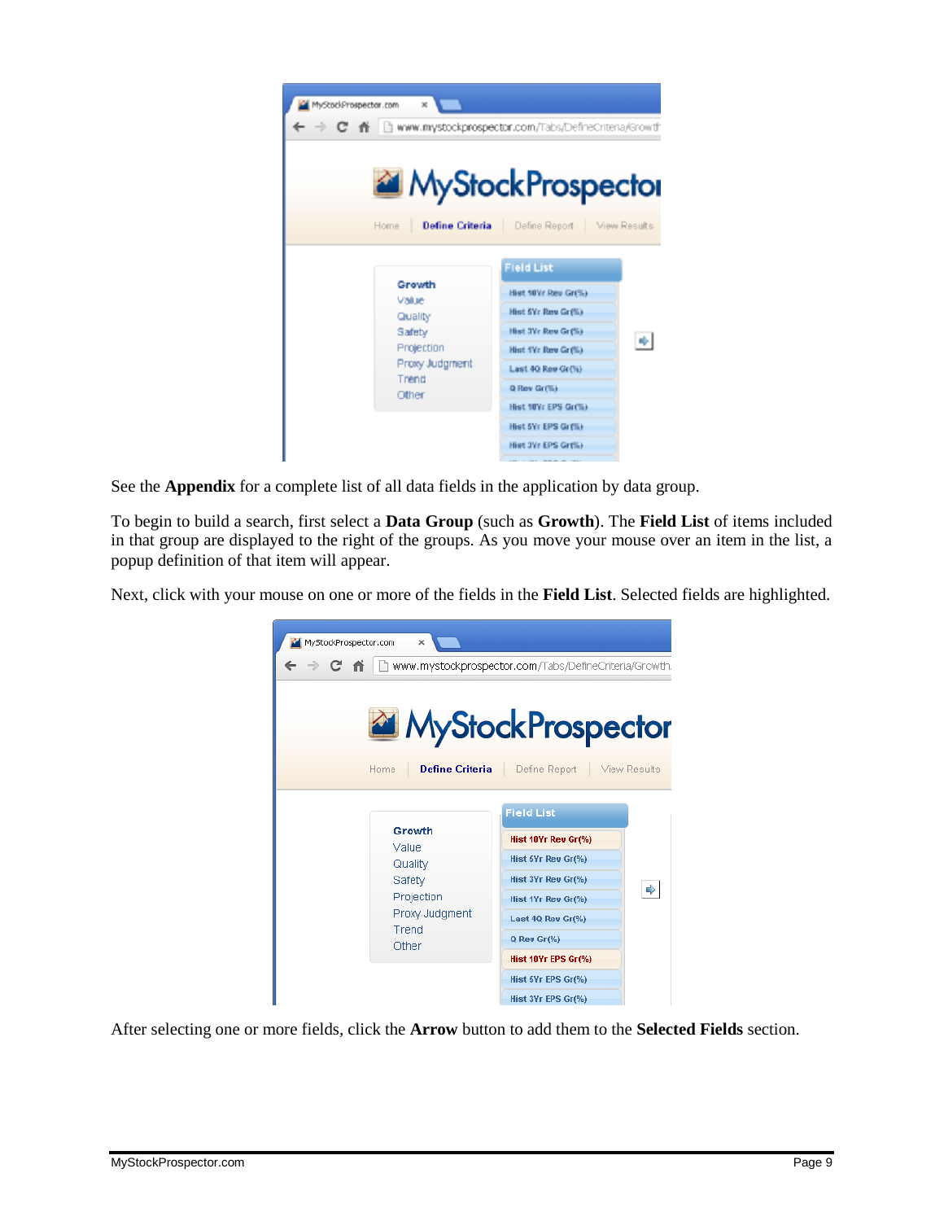See the **Appendix** for a complete list of all data fields in the application by data group.

To begin to build a search, first select a **Data Group** (such as **Growth**). The **Field List** of items included in that group are displayed to the right of the groups. As you move your mouse over an item in the list, a popup definition of that item will appear.

Next, click with your mouse on one or more of the fields in the **Field List**. Selected fields are highlighted.

After selecting one or more fields, click the **Arrow** button to add them to the **Selected Fields** section.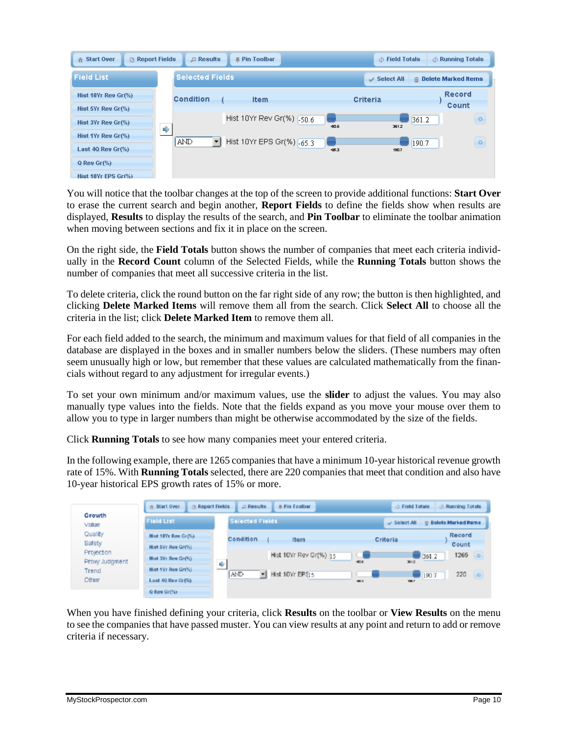You will notice that the toolbar changes at the top of the screen to provide additional functions: **Start Over** to erase the current search and begin another, **Report Fields** to define the fields show when results are displayed, **Results** to display the results of the search, and **Pin Toolbar** to eliminate the toolbar animation when moving between sections and fix it in place on the screen.

On the right side, the **Field Totals** button shows the number of companies that meet each criteria individually in the **Record Count** column of the Selected Fields, while the **Running Totals** button shows the number of companies that meet all successive criteria in the list.

To delete criteria, click the round button on the far right side of any row; the button is then highlighted, and clicking **Delete Marked Items** will remove them all from the search. Click **Select All** to choose all the criteria in the list; click **Delete Marked Item** to remove them all.

For each field added to the search, the minimum and maximum values for that field of all companies in the database are displayed in the boxes and in smaller numbers below the sliders. (These numbers may often seem unusually high or low, but remember that these values are calculated mathematically from the financials without regard to any adjustment for irregular events.)

To set your own minimum and/or maximum values, use the **slider** to adjust the values. You may also manually type values into the fields. Note that the fields expand as you move your mouse over them to allow you to type in larger numbers than might be otherwise accommodated by the size of the fields.

Click **Running Totals** to see how many companies meet your entered criteria.

In the following example, there are 1265 companies that have a minimum 10-year historical revenue growth rate of 15%. With **Running Totals** selected, there are 220 companies that meet that condition and also have 10-year historical EPS growth rates of 15% or more.

When you have finished defining your criteria, click **Results** on the toolbar or **View Results** on the menu to see the companies that have passed muster. You can view results at any point and return to add or remove criteria if necessary.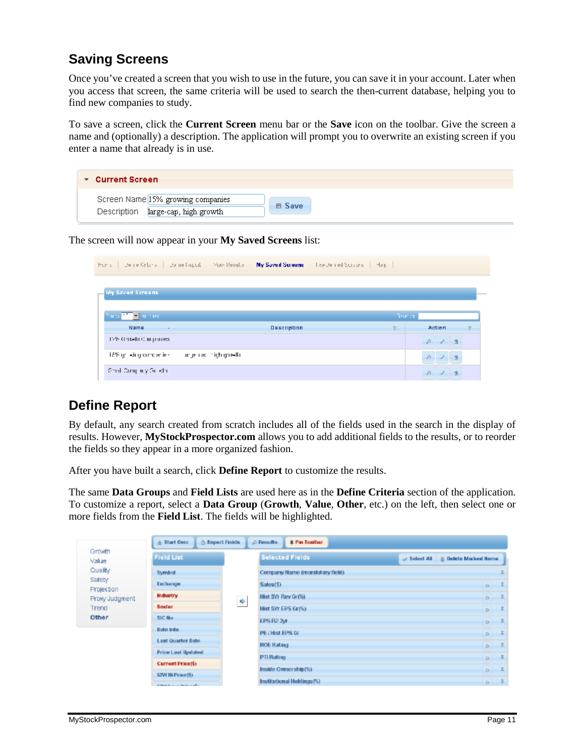## Saving Screens

Once you've created a screen that you wish to use in the future, you can save it in your account. Later when you access that screen, the same criteria will be used to search the then-current database, helping you to find new companies to study.

To save a screen, click the **Current Screen** menu bar or the **Save** icon on the toolbar. Give the screen a name and (optionally) a description. The application will prompt you to overwrite an existing screen if you enter a name that already is in use.

The screen will now appear in your **My Saved Screens** list:

## Define Report

By default, any search created from scratch includes all of the fields used in the search in the display of results. However, **MyStockProspector.com** allows you to add additional fields to the results, or to reorder the fields so they appear in a more organized fashion.

After you have built a search, click **Define Report** to customize the results.

The same **Data Groups** and **Field Lists** are used here as in the **Define Criteria** section of the application. To customize a report, select a **Data Group** (**Growth**, **Value**, **Other**, etc.) on the left, then select one or more fields from the **Field List**. The fields will be highlighted.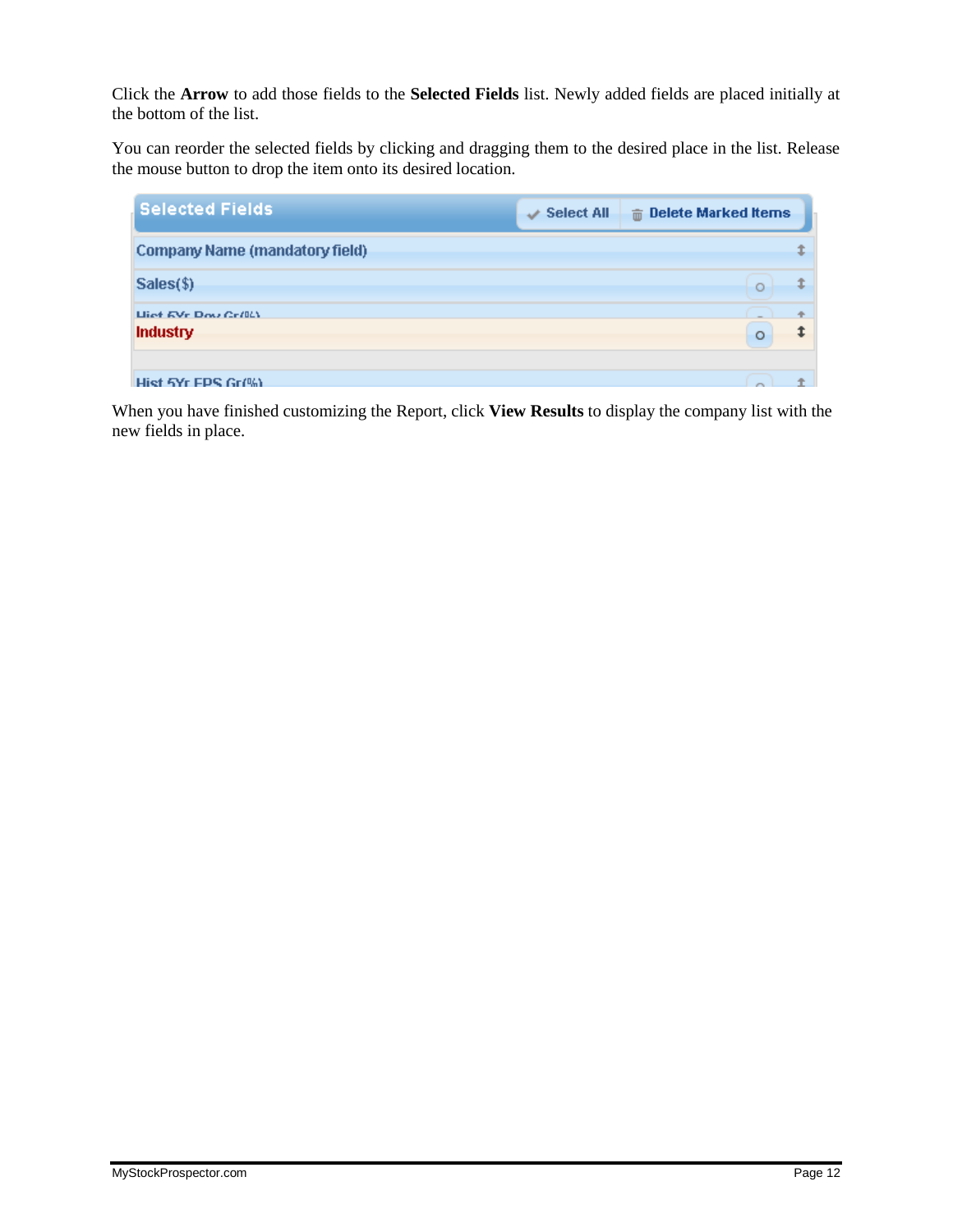Click the **Arrow** to add those fields to the **Selected Fields** list. Newly added fields are placed initially at the bottom of the list.

You can reorder the selected fields by clicking and dragging them to the desired place in the list. Release the mouse button to drop the item onto its desired location.

When you have finished customizing the Report, click **View Results** to display the company list with the new fields in place.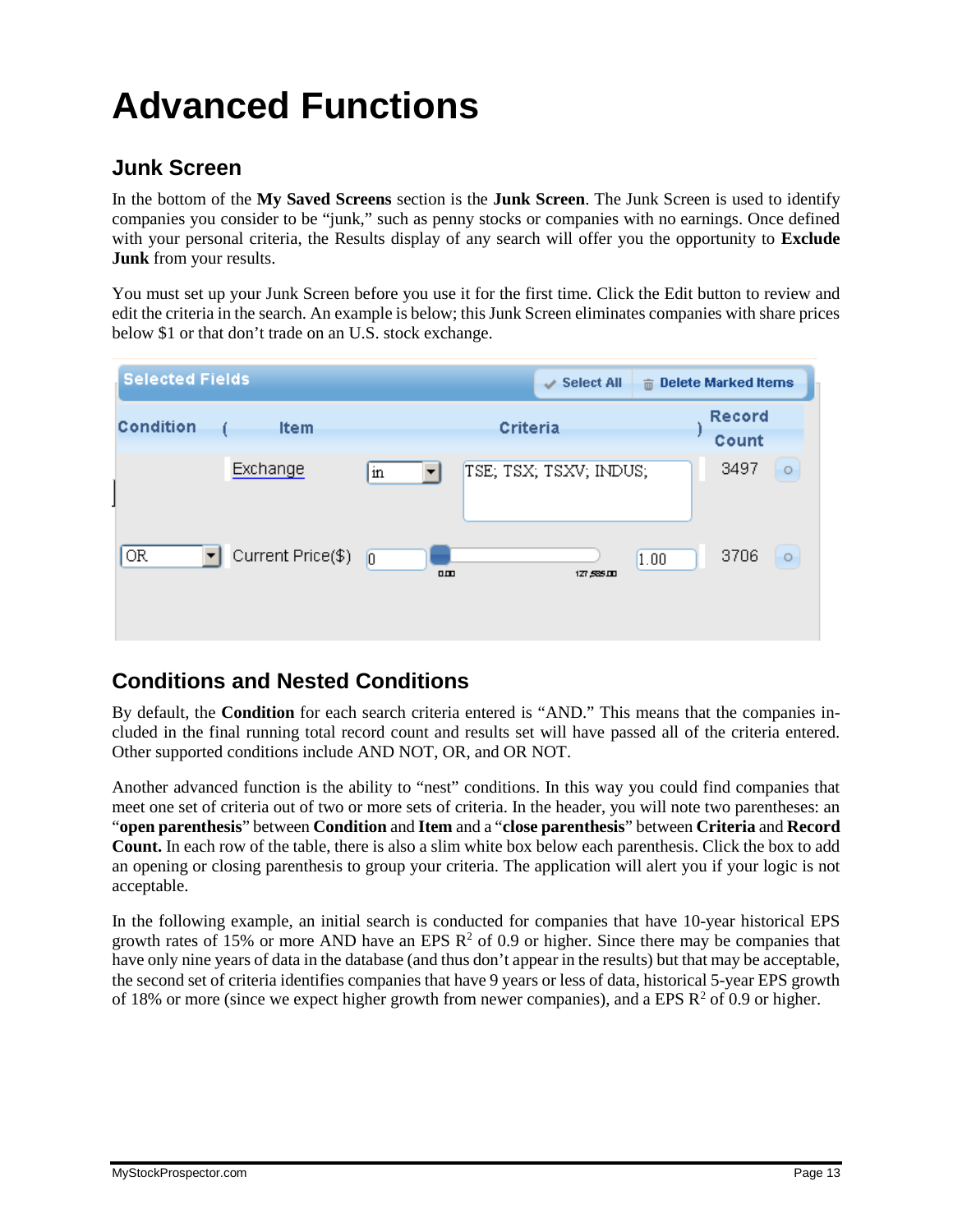# Advanced Functions

## Junk Screen

In the bottom of the **My Saved Screens** section is the **Junk Screen**. The Junk Screen is used to identify companies you consider to be "junk," such as penny stocks or companies with no earnings. Once defined with your personal criteria, the Results display of any search will offer you the opportunity to **Exclude Junk** from your results.

You must set up your Junk Screen before you use it for the first time. Click the Edit button to review and edit the criteria in the search. An example is below; this Junk Screen eliminates companies with share prices below $1 or that don't trade on an U.S. stock exchange.

| Condition | ( | Item | Criteria | | | ) | Record Count |
|---|---|---|---|---|---|---|---|
| | | Exchange | in | TSE; TSX; TSXV; INDUS; | | | 3497 |
| OR | | Current Price($) | 0 | 0.00 – 127,535.00 | 1.00 | | 3706 |

## Conditions and Nested Conditions

By default, the **Condition** for each search criteria entered is "AND." This means that the companies included in the final running total record count and results set will have passed all of the criteria entered. Other supported conditions include AND NOT, OR, and OR NOT.

Another advanced function is the ability to "nest" conditions. In this way you could find companies that meet one set of criteria out of two or more sets of criteria. In the header, you will note two parentheses: an "**open parenthesis**" between **Condition** and **Item** and a "**close parenthesis**" between **Criteria** and **Record Count.** In each row of the table, there is also a slim white box below each parenthesis. Click the box to add an opening or closing parenthesis to group your criteria. The application will alert you if your logic is not acceptable.

In the following example, an initial search is conducted for companies that have 10-year historical EPS growth rates of 15% or more AND have an EPS $R^2$ of 0.9 or higher. Since there may be companies that have only nine years of data in the database (and thus don't appear in the results) but that may be acceptable, the second set of criteria identifies companies that have 9 years or less of data, historical 5-year EPS growth of 18% or more (since we expect higher growth from newer companies), and a EPS $R^2$ of 0.9 or higher.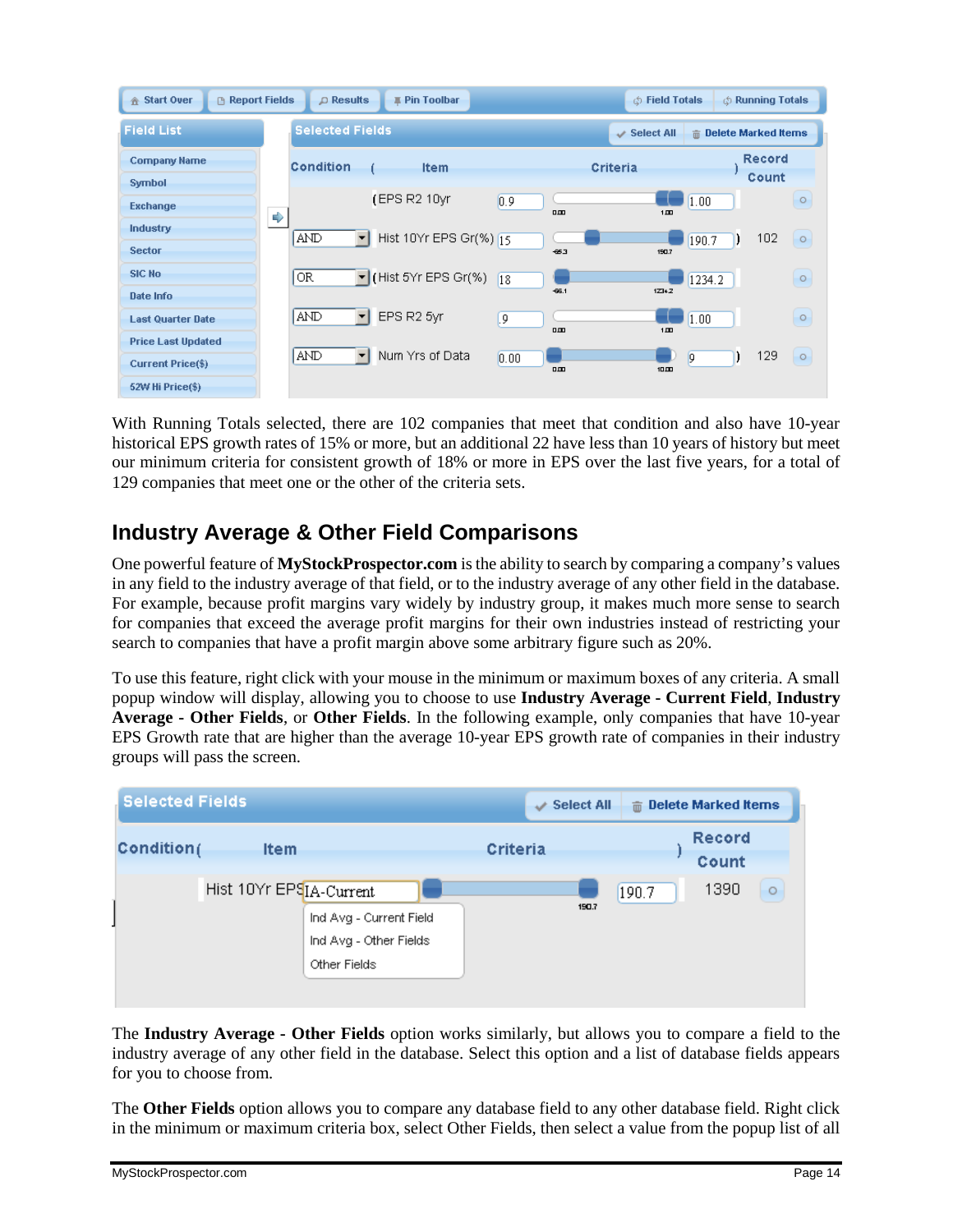With Running Totals selected, there are 102 companies that meet that condition and also have 10-year historical EPS growth rates of 15% or more, but an additional 22 have less than 10 years of history but meet our minimum criteria for consistent growth of 18% or more in EPS over the last five years, for a total of 129 companies that meet one or the other of the criteria sets.

## Industry Average & Other Field Comparisons

One powerful feature of **MyStockProspector.com** is the ability to search by comparing a company's values in any field to the industry average of that field, or to the industry average of any other field in the database. For example, because profit margins vary widely by industry group, it makes much more sense to search for companies that exceed the average profit margins for their own industries instead of restricting your search to companies that have a profit margin above some arbitrary figure such as 20%.

To use this feature, right click with your mouse in the minimum or maximum boxes of any criteria. A small popup window will display, allowing you to choose to use **Industry Average - Current Field**, **Industry Average - Other Fields**, or **Other Fields**. In the following example, only companies that have 10-year EPS Growth rate that are higher than the average 10-year EPS growth rate of companies in their industry groups will pass the screen.

The **Industry Average - Other Fields** option works similarly, but allows you to compare a field to the industry average of any other field in the database. Select this option and a list of database fields appears for you to choose from.

The **Other Fields** option allows you to compare any database field to any other database field. Right click in the minimum or maximum criteria box, select Other Fields, then select a value from the popup list of all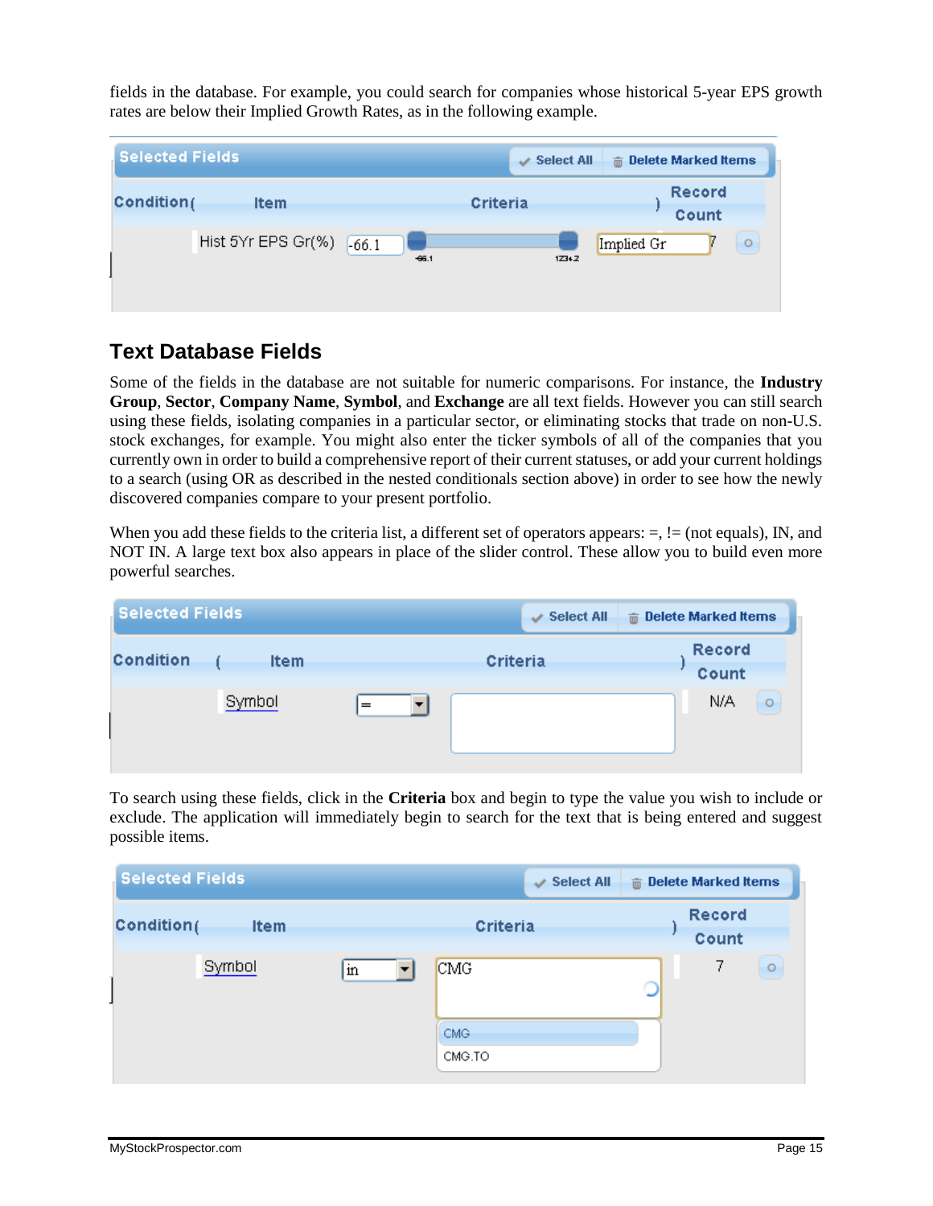fields in the database. For example, you could search for companies whose historical 5-year EPS growth rates are below their Implied Growth Rates, as in the following example.

## Text Database Fields

Some of the fields in the database are not suitable for numeric comparisons. For instance, the **Industry Group**, **Sector**, **Company Name**, **Symbol**, and **Exchange** are all text fields. However you can still search using these fields, isolating companies in a particular sector, or eliminating stocks that trade on non-U.S. stock exchanges, for example. You might also enter the ticker symbols of all of the companies that you currently own in order to build a comprehensive report of their current statuses, or add your current holdings to a search (using OR as described in the nested conditionals section above) in order to see how the newly discovered companies compare to your present portfolio.

When you add these fields to the criteria list, a different set of operators appears: =, != (not equals), IN, and NOT IN. A large text box also appears in place of the slider control. These allow you to build even more powerful searches.

To search using these fields, click in the **Criteria** box and begin to type the value you wish to include or exclude. The application will immediately begin to search for the text that is being entered and suggest possible items.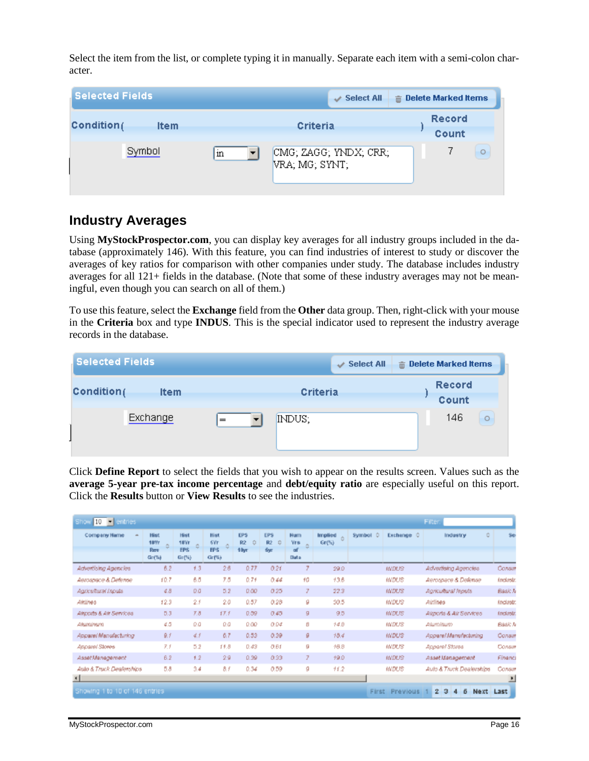Select the item from the list, or complete typing it in manually. Separate each item with a semi-colon character.

| Condition ( | Item | | Criteria | ) | Record Count |
|---|---|---|---|---|---|
| | Symbol | in | CMG; ZAGG; YNDX; CRR; VRA; MG; SYNT; | | 7 |

## Industry Averages

Using **MyStockProspector.com**, you can display key averages for all industry groups included in the database (approximately 146). With this feature, you can find industries of interest to study or discover the averages of key ratios for comparison with other companies under study. The database includes industry averages for all 121+ fields in the database. (Note that some of these industry averages may not be meaningful, even though you can search on all of them.)

To use this feature, select the **Exchange** field from the **Other** data group. Then, right-click with your mouse in the **Criteria** box and type **INDUS**. This is the special indicator used to represent the industry average records in the database.

| Condition ( | Item | | Criteria | ) | Record Count |
|---|---|---|---|---|---|
| | Exchange | = | INDUS; | | 146 |

Click **Define Report** to select the fields that you wish to appear on the results screen. Values such as the **average 5-year pre-tax income percentage** and **debt/equity ratio** are especially useful on this report. Click the **Results** button or **View Results** to see the industries.

| Company Name | Hist 10Yr Rev Gr(%) | Hist 10Yr EPS Gr(%) | Hist 5Yr EPS Gr(%) | EPS R2 10yr | EPS R2 5yr | Num Yrs of Data | Implied Gr(%) | Symbol | Exchange | Industry | Se |
|---|---|---|---|---|---|---|---|---|---|---|---|
| Advertising Agencies | 8.2 | 1.3 | 2.8 | 0.77 | 0.21 | 7 | 29.0 | | INDUS | Advertising Agencies | Consum |
| Aerospace & Defense | 10.7 | 8.5 | 7.5 | 0.71 | 0.44 | 10 | 13.6 | | INDUS | Aerospace & Defense | Industr |
| Agricultural Inputs | 4.8 | 0.0 | 5.2 | 0.00 | 0.25 | 7 | 22.3 | | INDUS | Agricultural Inputs | Basic M |
| Airlines | 12.3 | 2.1 | 2.0 | 0.57 | 0.28 | 9 | 30.5 | | INDUS | Airlines | Industr |
| Airports & Air Services | 5.3 | 7.8 | 17.1 | 0.59 | 0.45 | 9 | 9.5 | | INDUS | Airports & Air Services | Industr |
| Aluminum | 4.5 | 0.0 | 0.0 | 0.00 | 0.04 | 8 | 14.8 | | INDUS | Aluminum | Basic M |
| Apparel Manufacturing | 9.1 | 4.1 | 6.7 | 0.53 | 0.39 | 9 | 18.4 | | INDUS | Apparel Manufacturing | Consum |
| Apparel Stores | 7.1 | 5.2 | 11.8 | 0.43 | 0.61 | 9 | 16.8 | | INDUS | Apparel Stores | Consum |
| Asset Management | 6.2 | 1.2 | 2.9 | 0.39 | 0.33 | 7 | 19.0 | | INDUS | Asset Management | Financi |
| Auto & Truck Dealerships | 5.8 | 3.4 | 8.1 | 0.34 | 0.59 | 9 | 11.2 | | INDUS | Auto & Truck Dealerships | Consum |

Showing 1 to 10 of 146 entries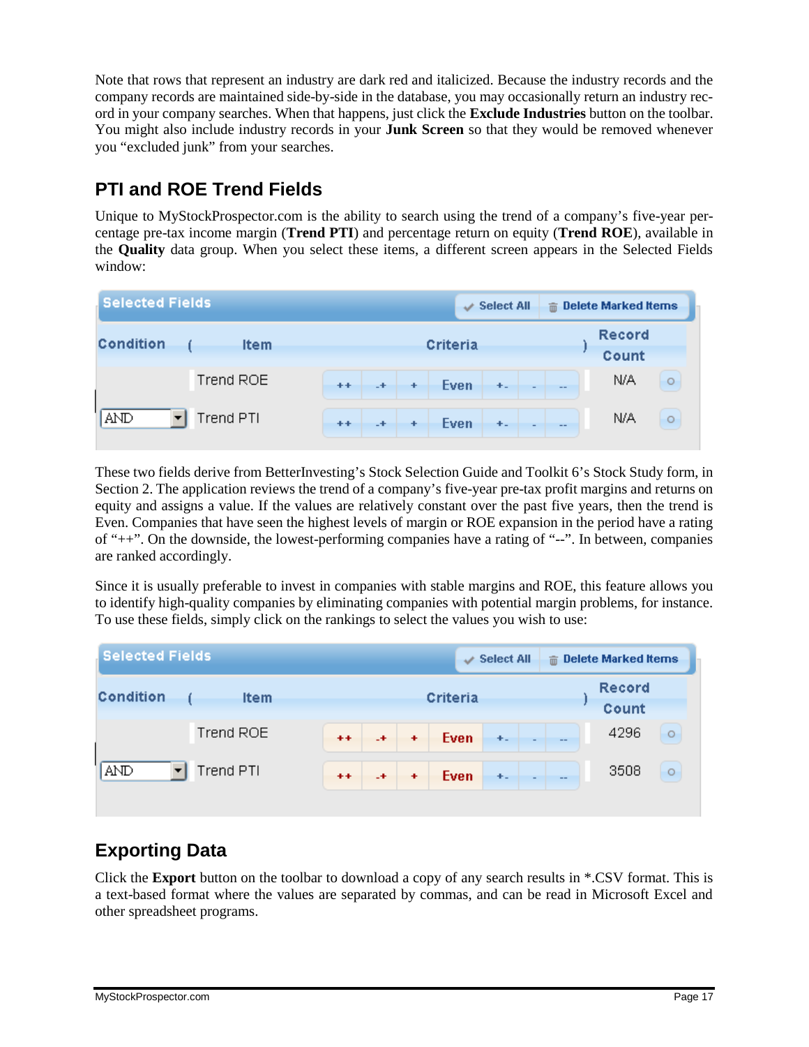Note that rows that represent an industry are dark red and italicized. Because the industry records and the company records are maintained side-by-side in the database, you may occasionally return an industry record in your company searches. When that happens, just click the **Exclude Industries** button on the toolbar. You might also include industry records in your **Junk Screen** so that they would be removed whenever you "excluded junk" from your searches.

## PTI and ROE Trend Fields

Unique to MyStockProspector.com is the ability to search using the trend of a company's five-year percentage pre-tax income margin (**Trend PTI**) and percentage return on equity (**Trend ROE**), available in the **Quality** data group. When you select these items, a different screen appears in the Selected Fields window:

**Selected Fields** — Select All | Delete Marked Items

| Condition | ( | Item | Criteria | ) | Record Count |
|---|---|---|---|---|---|
| | | Trend ROE | ++ -+ + Even +- - -- | | N/A |
| AND | | Trend PTI | ++ -+ + Even +- - -- | | N/A |

These two fields derive from BetterInvesting's Stock Selection Guide and Toolkit 6's Stock Study form, in Section 2. The application reviews the trend of a company's five-year pre-tax profit margins and returns on equity and assigns a value. If the values are relatively constant over the past five years, then the trend is Even. Companies that have seen the highest levels of margin or ROE expansion in the period have a rating of "++". On the downside, the lowest-performing companies have a rating of "--". In between, companies are ranked accordingly.

Since it is usually preferable to invest in companies with stable margins and ROE, this feature allows you to identify high-quality companies by eliminating companies with potential margin problems, for instance. To use these fields, simply click on the rankings to select the values you wish to use:

**Selected Fields** — Select All | Delete Marked Items

| Condition | ( | Item | Criteria | ) | Record Count |
|---|---|---|---|---|---|
| | | Trend ROE | ++ -+ + Even +- - -- | | 4296 |
| AND | | Trend PTI | ++ -+ + Even +- - -- | | 3508 |

## Exporting Data

Click the **Export** button on the toolbar to download a copy of any search results in *.CSV format. This is a text-based format where the values are separated by commas, and can be read in Microsoft Excel and other spreadsheet programs.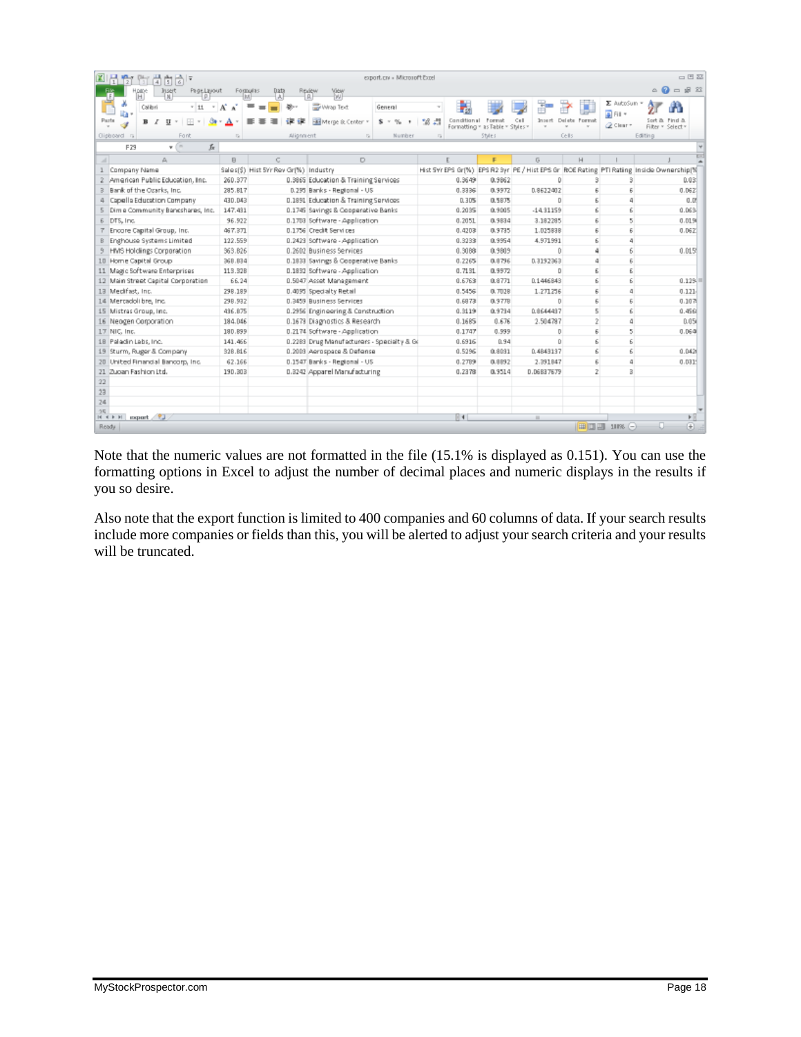| Company Name | Sales($) | Hist 5Yr Rev Gr(%) | Industry | Hist 5Yr EPS Gr(%) | EPS R2 3yr | PE / Hist EPS Gr | ROE Rating | PTI Rating | Inside Ownership(% |
|---|---|---|---|---|---|---|---|---|---|
| American Public Education, Inc. | 260.377 | 0.3865 | Education & Training Services | 0.3649 | 0.9862 | 0 | 3 | 3 | 0.03 |
| Bank of the Ozarks, Inc. | 285.817 | 0.295 | Banks - Regional - US | 0.3336 | 0.9972 | 0.8622402 | 6 | 6 | 0.062 |
| Capella Education Company | 430.043 | 0.1891 | Education & Training Services | 0.305 | 0.5875 | 0 | 6 | 4 | 0.0 |
| Dime Community Bancshares, Inc. | 147.431 | 0.1745 | Savings & Cooperative Banks | 0.2035 | 0.9005 | -14.31159 | 6 | 6 | 0.063 |
| DTS, Inc. | 96.922 | 0.1703 | Software - Application | 0.2051 | 0.9834 | 3.182285 | 6 | 5 | 0.019 |
| Encore Capital Group, Inc. | 467.371 | 0.1756 | Credit Services | 0.4203 | 0.9735 | 1.025838 | 6 | 6 | 0.062 |
| Enghouse Systems Limited | 122.559 | 0.2423 | Software - Application | 0.3233 | 0.9954 | 4.971991 | 6 | 4 | |
| HMS Holdings Corporation | 363.826 | 0.2602 | Business Services | 0.3088 | 0.9809 | 0 | 4 | 6 | 0.015 |
| Home Capital Group | 368.834 | 0.1833 | Savings & Cooperative Banks | 0.2265 | 0.8796 | 0.3192363 | 4 | 6 | |
| Magic Software Enterprises | 113.328 | 0.1832 | Software - Application | 0.7131 | 0.9972 | 0 | 6 | 6 | |
| Main Street Capital Corporation | 66.24 | 0.5047 | Asset Management | 0.6763 | 0.8771 | 0.1446843 | 6 | 6 | 0.129 |
| Medifast, Inc. | 298.189 | 0.4095 | Specialty Retail | 0.5456 | 0.7028 | 1.271256 | 6 | 4 | 0.121 |
| Mercadolibre, Inc. | 298.932 | 0.3459 | Business Services | 0.6873 | 0.9778 | 0 | 6 | 6 | 0.107 |
| Mistras Group, Inc. | 436.875 | 0.2956 | Engineering & Construction | 0.3119 | 0.9734 | 0.8644437 | 5 | 6 | 0.456 |
| Neogen Corporation | 184.046 | 0.1678 | Diagnostics & Research | 0.1685 | 0.676 | 2.504787 | 2 | 4 | 0.05 |
| NIC, Inc. | 180.899 | 0.2174 | Software - Application | 0.1747 | 0.999 | 0 | 6 | 5 | 0.064 |
| Paladin Labs, Inc. | 141.466 | 0.2283 | Drug Manufacturers - Specialty & Ge | 0.6916 | 0.94 | 0 | 6 | 6 | |
| Sturm, Ruger & Company | 328.816 | 0.2003 | Aerospace & Defense | 0.5296 | 0.8031 | 0.4843137 | 6 | 6 | 0.042 |
| United Financial Bancorp, Inc. | 62.166 | 0.1547 | Banks - Regional - US | 0.2789 | 0.8892 | 2.391847 | 6 | 4 | 0.031 |
| Zuoan Fashion Ltd. | 190.303 | 0.3242 | Apparel Manufacturing | 0.2378 | 0.9514 | 0.06837679 | 2 | 3 | |

Note that the numeric values are not formatted in the file (15.1% is displayed as 0.151). You can use the formatting options in Excel to adjust the number of decimal places and numeric displays in the results if you so desire.

Also note that the export function is limited to 400 companies and 60 columns of data. If your search results include more companies or fields than this, you will be alerted to adjust your search criteria and your results will be truncated.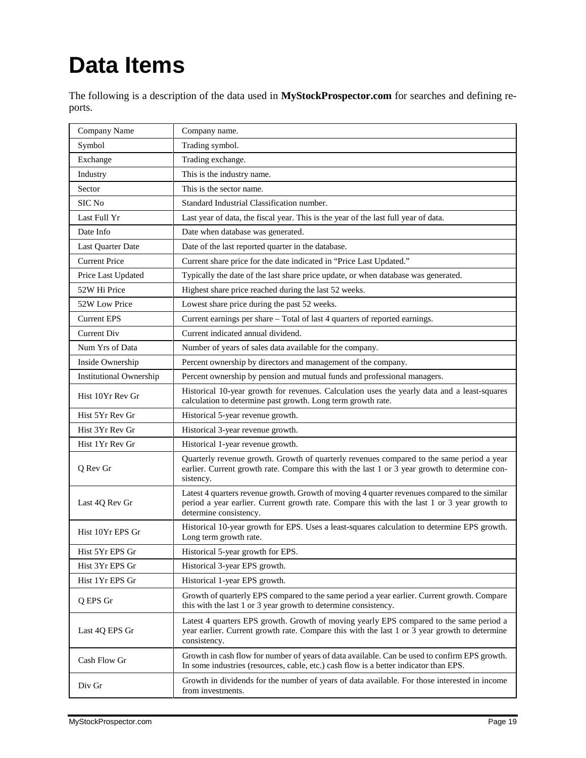# Data Items

The following is a description of the data used in **MyStockProspector.com** for searches and defining reports.

| Item | Description |
|---|---|
| Company Name | Company name. |
| Symbol | Trading symbol. |
| Exchange | Trading exchange. |
| Industry | This is the industry name. |
| Sector | This is the sector name. |
| SIC No | Standard Industrial Classification number. |
| Last Full Yr | Last year of data, the fiscal year. This is the year of the last full year of data. |
| Date Info | Date when database was generated. |
| Last Quarter Date | Date of the last reported quarter in the database. |
| Current Price | Current share price for the date indicated in "Price Last Updated." |
| Price Last Updated | Typically the date of the last share price update, or when database was generated. |
| 52W Hi Price | Highest share price reached during the last 52 weeks. |
| 52W Low Price | Lowest share price during the past 52 weeks. |
| Current EPS | Current earnings per share – Total of last 4 quarters of reported earnings. |
| Current Div | Current indicated annual dividend. |
| Num Yrs of Data | Number of years of sales data available for the company. |
| Inside Ownership | Percent ownership by directors and management of the company. |
| Institutional Ownership | Percent ownership by pension and mutual funds and professional managers. |
| Hist 10Yr Rev Gr | Historical 10-year growth for revenues. Calculation uses the yearly data and a least-squares calculation to determine past growth. Long term growth rate. |
| Hist 5Yr Rev Gr | Historical 5-year revenue growth. |
| Hist 3Yr Rev Gr | Historical 3-year revenue growth. |
| Hist 1Yr Rev Gr | Historical 1-year revenue growth. |
| Q Rev Gr | Quarterly revenue growth. Growth of quarterly revenues compared to the same period a year earlier. Current growth rate. Compare this with the last 1 or 3 year growth to determine consistency. |
| Last 4Q Rev Gr | Latest 4 quarters revenue growth. Growth of moving 4 quarter revenues compared to the similar period a year earlier. Current growth rate. Compare this with the last 1 or 3 year growth to determine consistency. |
| Hist 10Yr EPS Gr | Historical 10-year growth for EPS. Uses a least-squares calculation to determine EPS growth. Long term growth rate. |
| Hist 5Yr EPS Gr | Historical 5-year growth for EPS. |
| Hist 3Yr EPS Gr | Historical 3-year EPS growth. |
| Hist 1Yr EPS Gr | Historical 1-year EPS growth. |
| Q EPS Gr | Growth of quarterly EPS compared to the same period a year earlier. Current growth. Compare this with the last 1 or 3 year growth to determine consistency. |
| Last 4Q EPS Gr | Latest 4 quarters EPS growth. Growth of moving yearly EPS compared to the same period a year earlier. Current growth rate. Compare this with the last 1 or 3 year growth to determine consistency. |
| Cash Flow Gr | Growth in cash flow for number of years of data available. Can be used to confirm EPS growth. In some industries (resources, cable, etc.) cash flow is a better indicator than EPS. |
| Div Gr | Growth in dividends for the number of years of data available. For those interested in income from investments. |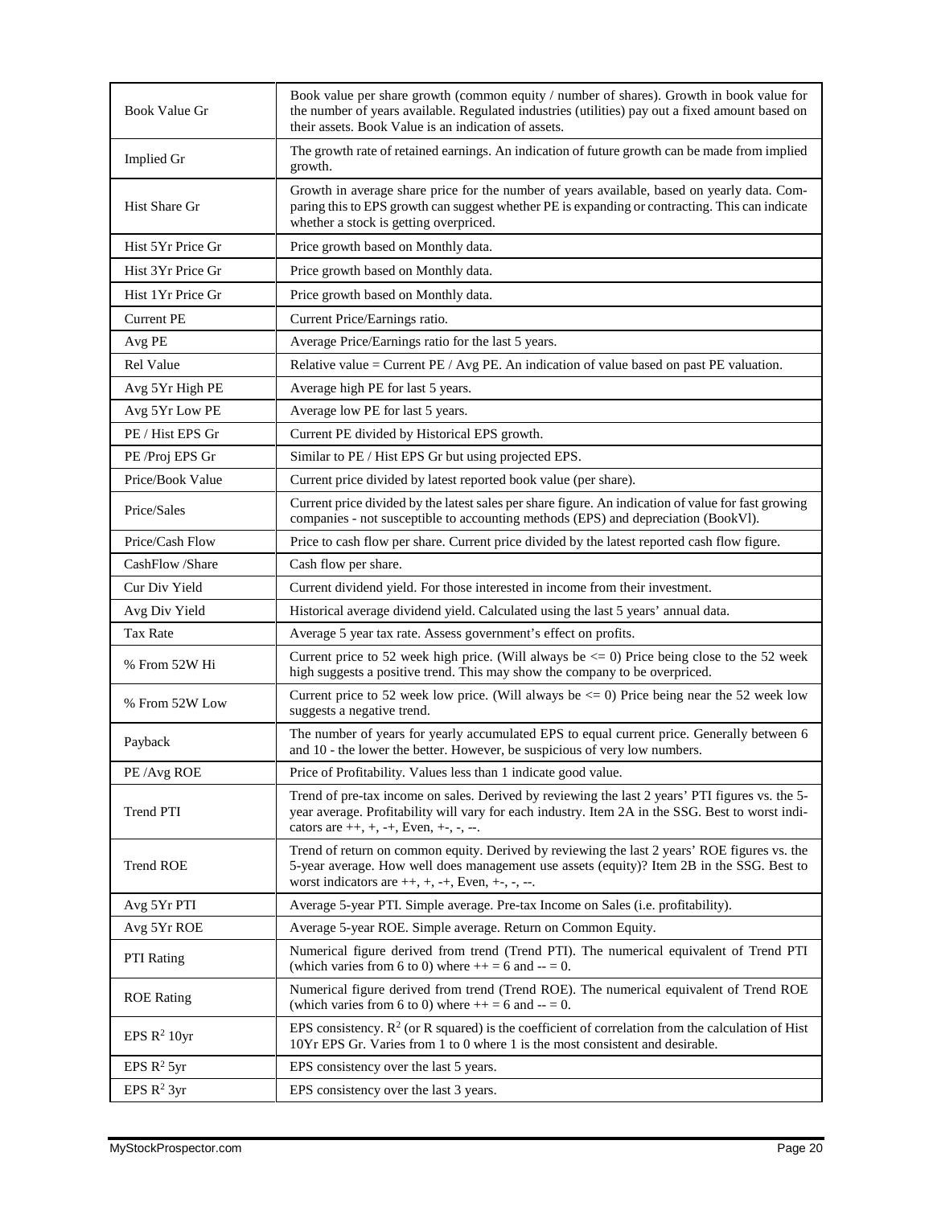| | |
|---|---|
| Book Value Gr | Book value per share growth (common equity / number of shares). Growth in book value for the number of years available. Regulated industries (utilities) pay out a fixed amount based on their assets. Book Value is an indication of assets. |
| Implied Gr | The growth rate of retained earnings. An indication of future growth can be made from implied growth. |
| Hist Share Gr | Growth in average share price for the number of years available, based on yearly data. Comparing this to EPS growth can suggest whether PE is expanding or contracting. This can indicate whether a stock is getting overpriced. |
| Hist 5Yr Price Gr | Price growth based on Monthly data. |
| Hist 3Yr Price Gr | Price growth based on Monthly data. |
| Hist 1Yr Price Gr | Price growth based on Monthly data. |
| Current PE | Current Price/Earnings ratio. |
| Avg PE | Average Price/Earnings ratio for the last 5 years. |
| Rel Value | Relative value = Current PE / Avg PE. An indication of value based on past PE valuation. |
| Avg 5Yr High PE | Average high PE for last 5 years. |
| Avg 5Yr Low PE | Average low PE for last 5 years. |
| PE / Hist EPS Gr | Current PE divided by Historical EPS growth. |
| PE /Proj EPS Gr | Similar to PE / Hist EPS Gr but using projected EPS. |
| Price/Book Value | Current price divided by latest reported book value (per share). |
| Price/Sales | Current price divided by the latest sales per share figure. An indication of value for fast growing companies - not susceptible to accounting methods (EPS) and depreciation (BookVl). |
| Price/Cash Flow | Price to cash flow per share. Current price divided by the latest reported cash flow figure. |
| CashFlow /Share | Cash flow per share. |
| Cur Div Yield | Current dividend yield. For those interested in income from their investment. |
| Avg Div Yield | Historical average dividend yield. Calculated using the last 5 years' annual data. |
| Tax Rate | Average 5 year tax rate. Assess government's effect on profits. |
| % From 52W Hi | Current price to 52 week high price. (Will always be <= 0) Price being close to the 52 week high suggests a positive trend. This may show the company to be overpriced. |
| % From 52W Low | Current price to 52 week low price. (Will always be <= 0) Price being near the 52 week low suggests a negative trend. |
| Payback | The number of years for yearly accumulated EPS to equal current price. Generally between 6 and 10 - the lower the better. However, be suspicious of very low numbers. |
| PE /Avg ROE | Price of Profitability. Values less than 1 indicate good value. |
| Trend PTI | Trend of pre-tax income on sales. Derived by reviewing the last 2 years' PTI figures vs. the 5-year average. Profitability will vary for each industry. Item 2A in the SSG. Best to worst indicators are ++, +, -+, Even, +-, -, --. |
| Trend ROE | Trend of return on common equity. Derived by reviewing the last 2 years' ROE figures vs. the 5-year average. How well does management use assets (equity)? Item 2B in the SSG. Best to worst indicators are ++, +, -+, Even, +-, -, --. |
| Avg 5Yr PTI | Average 5-year PTI. Simple average. Pre-tax Income on Sales (i.e. profitability). |
| Avg 5Yr ROE | Average 5-year ROE. Simple average. Return on Common Equity. |
| PTI Rating | Numerical figure derived from trend (Trend PTI). The numerical equivalent of Trend PTI (which varies from 6 to 0) where ++ = 6 and -- = 0. |
| ROE Rating | Numerical figure derived from trend (Trend ROE). The numerical equivalent of Trend ROE (which varies from 6 to 0) where ++ = 6 and -- = 0. |
| EPS $R^2$ 10yr | EPS consistency. $R^2$ (or R squared) is the coefficient of correlation from the calculation of Hist 10Yr EPS Gr. Varies from 1 to 0 where 1 is the most consistent and desirable. |
| EPS $R^2$ 5yr | EPS consistency over the last 5 years. |
| EPS $R^2$ 3yr | EPS consistency over the last 3 years. |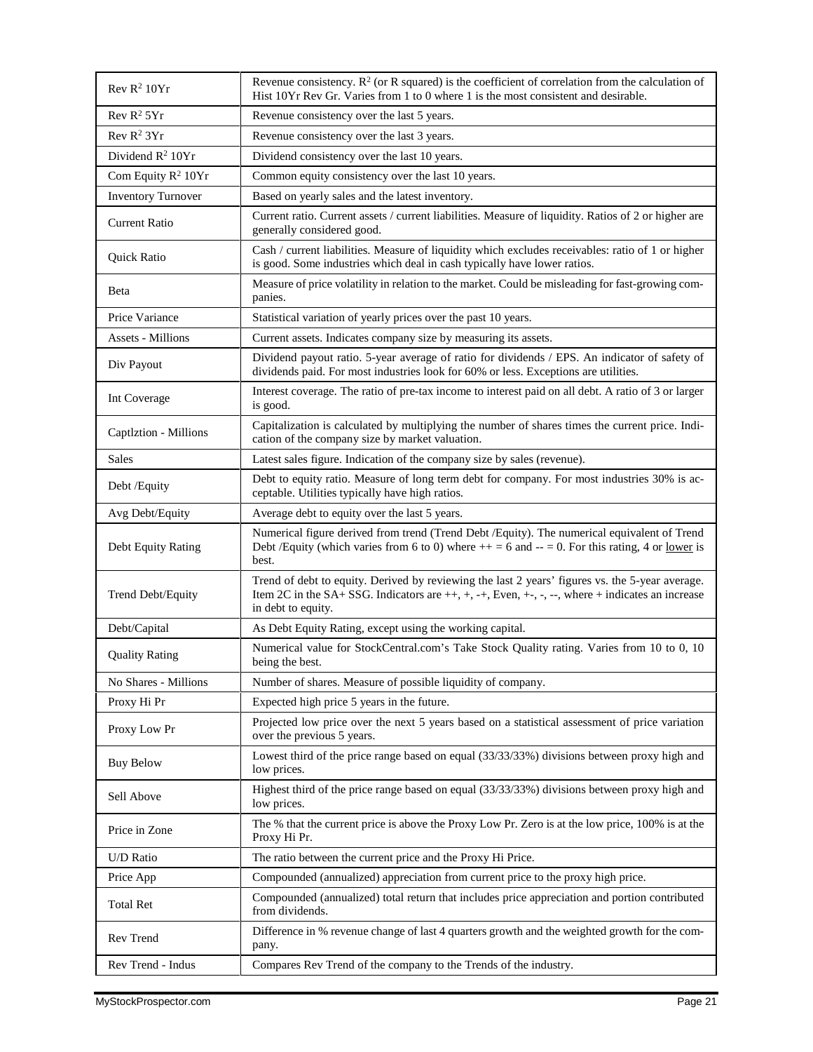| | |
|---|---|
| Rev $R^2$ 10Yr | Revenue consistency. $R^2$ (or R squared) is the coefficient of correlation from the calculation of Hist 10Yr Rev Gr. Varies from 1 to 0 where 1 is the most consistent and desirable. |
| Rev $R^2$ 5Yr | Revenue consistency over the last 5 years. |
| Rev $R^2$ 3Yr | Revenue consistency over the last 3 years. |
| Dividend $R^2$ 10Yr | Dividend consistency over the last 10 years. |
| Com Equity $R^2$ 10Yr | Common equity consistency over the last 10 years. |
| Inventory Turnover | Based on yearly sales and the latest inventory. |
| Current Ratio | Current ratio. Current assets / current liabilities. Measure of liquidity. Ratios of 2 or higher are generally considered good. |
| Quick Ratio | Cash / current liabilities. Measure of liquidity which excludes receivables: ratio of 1 or higher is good. Some industries which deal in cash typically have lower ratios. |
| Beta | Measure of price volatility in relation to the market. Could be misleading for fast-growing companies. |
| Price Variance | Statistical variation of yearly prices over the past 10 years. |
| Assets - Millions | Current assets. Indicates company size by measuring its assets. |
| Div Payout | Dividend payout ratio. 5-year average of ratio for dividends / EPS. An indicator of safety of dividends paid. For most industries look for 60% or less. Exceptions are utilities. |
| Int Coverage | Interest coverage. The ratio of pre-tax income to interest paid on all debt. A ratio of 3 or larger is good. |
| Captlztion - Millions | Capitalization is calculated by multiplying the number of shares times the current price. Indication of the company size by market valuation. |
| Sales | Latest sales figure. Indication of the company size by sales (revenue). |
| Debt /Equity | Debt to equity ratio. Measure of long term debt for company. For most industries 30% is acceptable. Utilities typically have high ratios. |
| Avg Debt/Equity | Average debt to equity over the last 5 years. |
| Debt Equity Rating | Numerical figure derived from trend (Trend Debt /Equity). The numerical equivalent of Trend Debt /Equity (which varies from 6 to 0) where ++ = 6 and -- = 0. For this rating, 4 or <u>lower</u> is best. |
| Trend Debt/Equity | Trend of debt to equity. Derived by reviewing the last 2 years' figures vs. the 5-year average. Item 2C in the SA+ SSG. Indicators are ++, +, -+, Even, +-, -, --, where + indicates an increase in debt to equity. |
| Debt/Capital | As Debt Equity Rating, except using the working capital. |
| Quality Rating | Numerical value for StockCentral.com's Take Stock Quality rating. Varies from 10 to 0, 10 being the best. |
| No Shares - Millions | Number of shares. Measure of possible liquidity of company. |
| Proxy Hi Pr | Expected high price 5 years in the future. |
| Proxy Low Pr | Projected low price over the next 5 years based on a statistical assessment of price variation over the previous 5 years. |
| Buy Below | Lowest third of the price range based on equal (33/33/33%) divisions between proxy high and low prices. |
| Sell Above | Highest third of the price range based on equal (33/33/33%) divisions between proxy high and low prices. |
| Price in Zone | The % that the current price is above the Proxy Low Pr. Zero is at the low price, 100% is at the Proxy Hi Pr. |
| U/D Ratio | The ratio between the current price and the Proxy Hi Price. |
| Price App | Compounded (annualized) appreciation from current price to the proxy high price. |
| Total Ret | Compounded (annualized) total return that includes price appreciation and portion contributed from dividends. |
| Rev Trend | Difference in % revenue change of last 4 quarters growth and the weighted growth for the company. |
| Rev Trend - Indus | Compares Rev Trend of the company to the Trends of the industry. |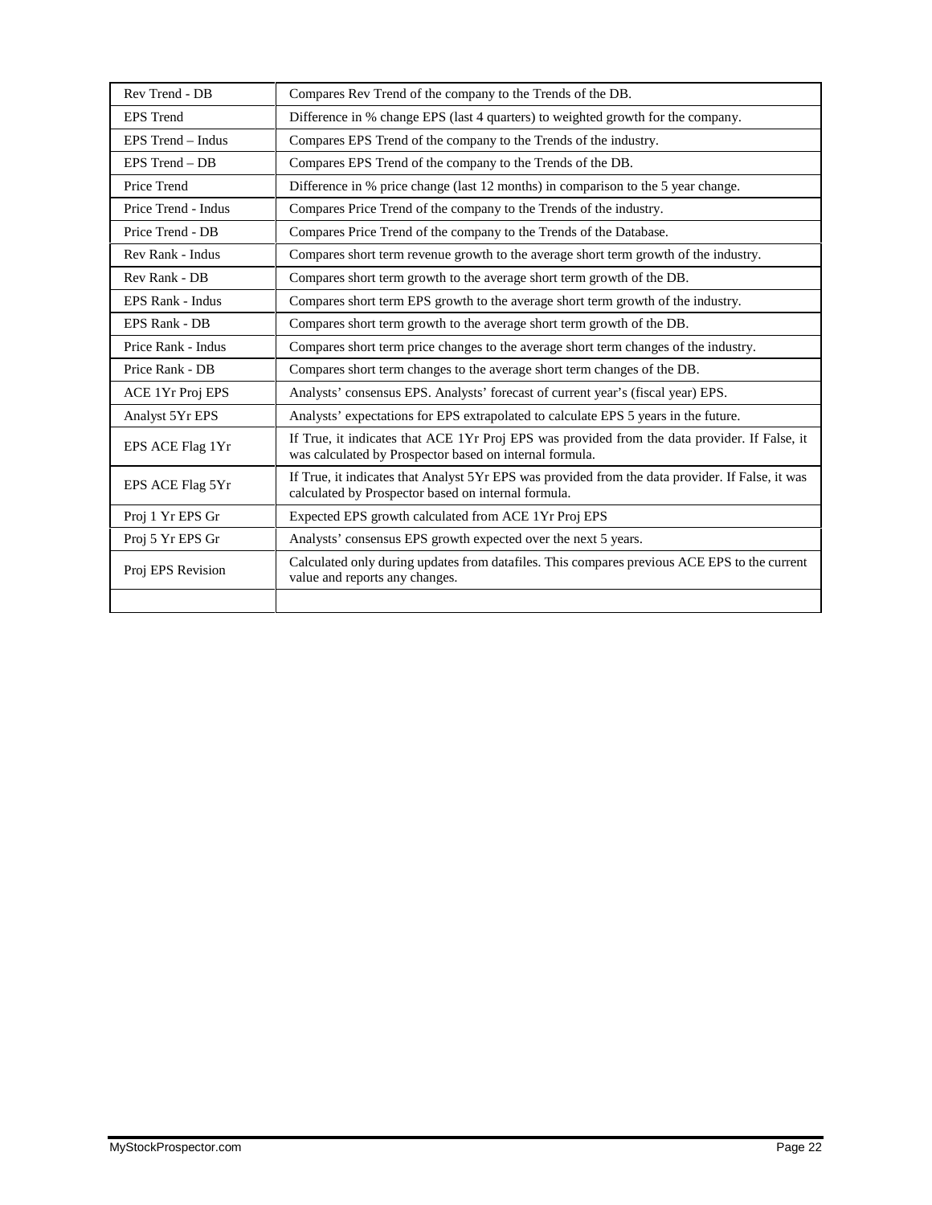| | |
|---|---|
| Rev Trend - DB | Compares Rev Trend of the company to the Trends of the DB. |
| EPS Trend | Difference in % change EPS (last 4 quarters) to weighted growth for the company. |
| EPS Trend – Indus | Compares EPS Trend of the company to the Trends of the industry. |
| EPS Trend – DB | Compares EPS Trend of the company to the Trends of the DB. |
| Price Trend | Difference in % price change (last 12 months) in comparison to the 5 year change. |
| Price Trend - Indus | Compares Price Trend of the company to the Trends of the industry. |
| Price Trend - DB | Compares Price Trend of the company to the Trends of the Database. |
| Rev Rank - Indus | Compares short term revenue growth to the average short term growth of the industry. |
| Rev Rank - DB | Compares short term growth to the average short term growth of the DB. |
| EPS Rank - Indus | Compares short term EPS growth to the average short term growth of the industry. |
| EPS Rank - DB | Compares short term growth to the average short term growth of the DB. |
| Price Rank - Indus | Compares short term price changes to the average short term changes of the industry. |
| Price Rank - DB | Compares short term changes to the average short term changes of the DB. |
| ACE 1Yr Proj EPS | Analysts' consensus EPS. Analysts' forecast of current year's (fiscal year) EPS. |
| Analyst 5Yr EPS | Analysts' expectations for EPS extrapolated to calculate EPS 5 years in the future. |
| EPS ACE Flag 1Yr | If True, it indicates that ACE 1Yr Proj EPS was provided from the data provider. If False, it was calculated by Prospector based on internal formula. |
| EPS ACE Flag 5Yr | If True, it indicates that Analyst 5Yr EPS was provided from the data provider. If False, it was calculated by Prospector based on internal formula. |
| Proj 1 Yr EPS Gr | Expected EPS growth calculated from ACE 1Yr Proj EPS |
| Proj 5 Yr EPS Gr | Analysts' consensus EPS growth expected over the next 5 years. |
| Proj EPS Revision | Calculated only during updates from datafiles. This compares previous ACE EPS to the current value and reports any changes. |
| | |